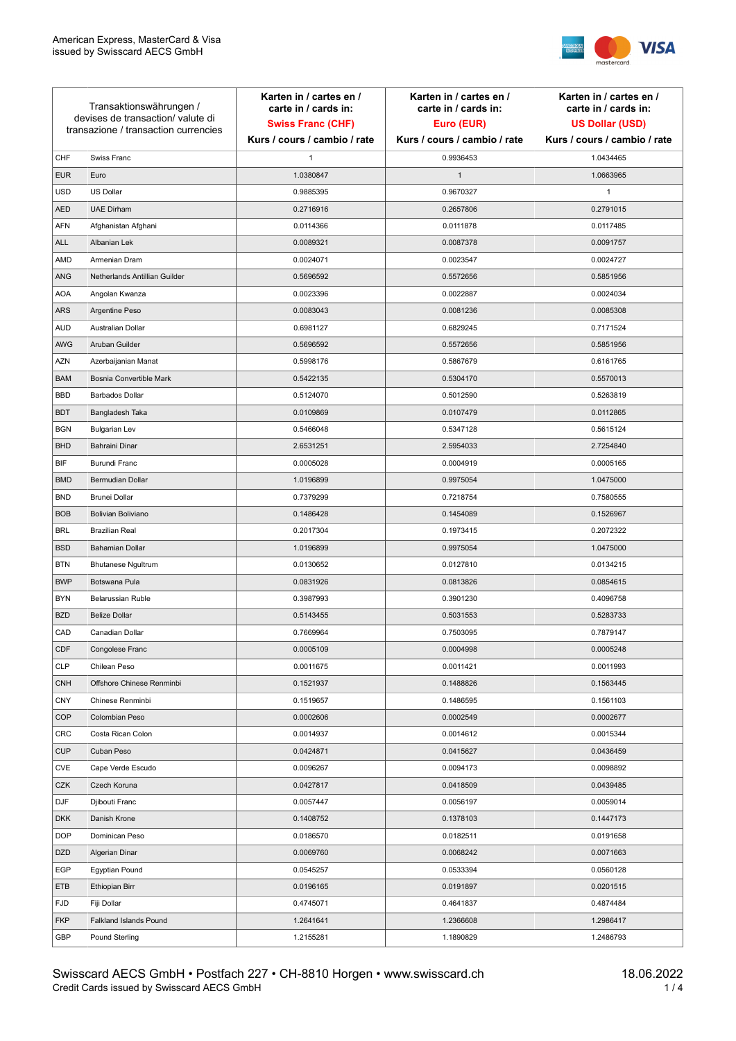American Express, MasterCard & Visa
issued by Swisscard AECS GmbH

| Transaktionswährungen / devises de transaction/ valute di transazione / transaction currencies | | Karten in / cartes en / carte in / cards in: **Swiss Franc (CHF)** Kurs / cours / cambio / rate | Karten in / cartes en / carte in / cards in: **Euro (EUR)** Kurs / cours / cambio / rate | Karten in / cartes en / carte in / cards in: **US Dollar (USD)** Kurs / cours / cambio / rate |
|---|---|---|---|---|
| CHF | Swiss Franc | 1 | 0.9936453 | 1.0434465 |
| EUR | Euro | 1.0380847 | 1 | 1.0663965 |
| USD | US Dollar | 0.9885395 | 0.9670327 | 1 |
| AED | UAE Dirham | 0.2716916 | 0.2657806 | 0.2791015 |
| AFN | Afghanistan Afghani | 0.0114366 | 0.0111878 | 0.0117485 |
| ALL | Albanian Lek | 0.0089321 | 0.0087378 | 0.0091757 |
| AMD | Armenian Dram | 0.0024071 | 0.0023547 | 0.0024727 |
| ANG | Netherlands Antillian Guilder | 0.5696592 | 0.5572656 | 0.5851956 |
| AOA | Angolan Kwanza | 0.0023396 | 0.0022887 | 0.0024034 |
| ARS | Argentine Peso | 0.0083043 | 0.0081236 | 0.0085308 |
| AUD | Australian Dollar | 0.6981127 | 0.6829245 | 0.7171524 |
| AWG | Aruban Guilder | 0.5696592 | 0.5572656 | 0.5851956 |
| AZN | Azerbaijanian Manat | 0.5998176 | 0.5867679 | 0.6161765 |
| BAM | Bosnia Convertible Mark | 0.5422135 | 0.5304170 | 0.5570013 |
| BBD | Barbados Dollar | 0.5124070 | 0.5012590 | 0.5263819 |
| BDT | Bangladesh Taka | 0.0109869 | 0.0107479 | 0.0112865 |
| BGN | Bulgarian Lev | 0.5466048 | 0.5347128 | 0.5615124 |
| BHD | Bahraini Dinar | 2.6531251 | 2.5954033 | 2.7254840 |
| BIF | Burundi Franc | 0.0005028 | 0.0004919 | 0.0005165 |
| BMD | Bermudian Dollar | 1.0196899 | 0.9975054 | 1.0475000 |
| BND | Brunei Dollar | 0.7379299 | 0.7218754 | 0.7580555 |
| BOB | Bolivian Boliviano | 0.1486428 | 0.1454089 | 0.1526967 |
| BRL | Brazilian Real | 0.2017304 | 0.1973415 | 0.2072322 |
| BSD | Bahamian Dollar | 1.0196899 | 0.9975054 | 1.0475000 |
| BTN | Bhutanese Ngultrum | 0.0130652 | 0.0127810 | 0.0134215 |
| BWP | Botswana Pula | 0.0831926 | 0.0813826 | 0.0854615 |
| BYN | Belarussian Ruble | 0.3987993 | 0.3901230 | 0.4096758 |
| BZD | Belize Dollar | 0.5143455 | 0.5031553 | 0.5283733 |
| CAD | Canadian Dollar | 0.7669964 | 0.7503095 | 0.7879147 |
| CDF | Congolese Franc | 0.0005109 | 0.0004998 | 0.0005248 |
| CLP | Chilean Peso | 0.0011675 | 0.0011421 | 0.0011993 |
| CNH | Offshore Chinese Renminbi | 0.1521937 | 0.1488826 | 0.1563445 |
| CNY | Chinese Renminbi | 0.1519657 | 0.1486595 | 0.1561103 |
| COP | Colombian Peso | 0.0002606 | 0.0002549 | 0.0002677 |
| CRC | Costa Rican Colon | 0.0014937 | 0.0014612 | 0.0015344 |
| CUP | Cuban Peso | 0.0424871 | 0.0415627 | 0.0436459 |
| CVE | Cape Verde Escudo | 0.0096267 | 0.0094173 | 0.0098892 |
| CZK | Czech Koruna | 0.0427817 | 0.0418509 | 0.0439485 |
| DJF | Djibouti Franc | 0.0057447 | 0.0056197 | 0.0059014 |
| DKK | Danish Krone | 0.1408752 | 0.1378103 | 0.1447173 |
| DOP | Dominican Peso | 0.0186570 | 0.0182511 | 0.0191658 |
| DZD | Algerian Dinar | 0.0069760 | 0.0068242 | 0.0071663 |
| EGP | Egyptian Pound | 0.0545257 | 0.0533394 | 0.0560128 |
| ETB | Ethiopian Birr | 0.0196165 | 0.0191897 | 0.0201515 |
| FJD | Fiji Dollar | 0.4745071 | 0.4641837 | 0.4874484 |
| FKP | Falkland Islands Pound | 1.2641641 | 1.2366608 | 1.2986417 |
| GBP | Pound Sterling | 1.2155281 | 1.1890829 | 1.2486793 |

Swisscard AECS GmbH • Postfach 227 • CH-8810 Horgen • www.swisscard.ch
Credit Cards issued by Swisscard AECS GmbH

18.06.2022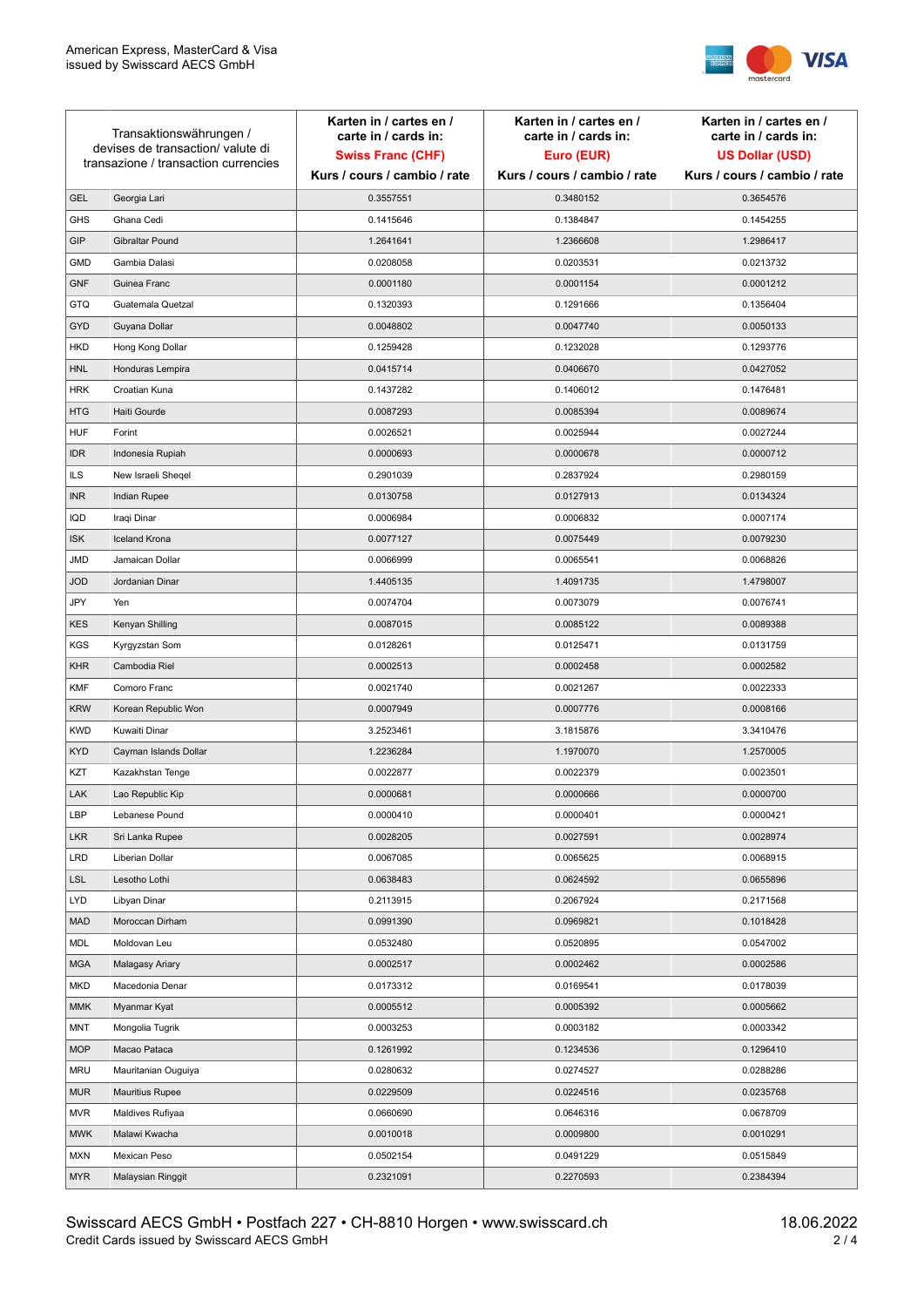| Transaktionswährungen / devises de transaction/ valute di transazione / transaction currencies | | Karten in / cartes en / carte in / cards in: **Swiss Franc (CHF)** Kurs / cours / cambio / rate | Karten in / cartes en / carte in / cards in: **Euro (EUR)** Kurs / cours / cambio / rate | Karten in / cartes en / carte in / cards in: **US Dollar (USD)** Kurs / cours / cambio / rate |
|---|---|---|---|---|
| GEL | Georgia Lari | 0.3557551 | 0.3480152 | 0.3654576 |
| GHS | Ghana Cedi | 0.1415646 | 0.1384847 | 0.1454255 |
| GIP | Gibraltar Pound | 1.2641641 | 1.2366608 | 1.2986417 |
| GMD | Gambia Dalasi | 0.0208058 | 0.0203531 | 0.0213732 |
| GNF | Guinea Franc | 0.0001180 | 0.0001154 | 0.0001212 |
| GTQ | Guatemala Quetzal | 0.1320393 | 0.1291666 | 0.1356404 |
| GYD | Guyana Dollar | 0.0048802 | 0.0047740 | 0.0050133 |
| HKD | Hong Kong Dollar | 0.1259428 | 0.1232028 | 0.1293776 |
| HNL | Honduras Lempira | 0.0415714 | 0.0406670 | 0.0427052 |
| HRK | Croatian Kuna | 0.1437282 | 0.1406012 | 0.1476481 |
| HTG | Haiti Gourde | 0.0087293 | 0.0085394 | 0.0089674 |
| HUF | Forint | 0.0026521 | 0.0025944 | 0.0027244 |
| IDR | Indonesia Rupiah | 0.0000693 | 0.0000678 | 0.0000712 |
| ILS | New Israeli Sheqel | 0.2901039 | 0.2837924 | 0.2980159 |
| INR | Indian Rupee | 0.0130758 | 0.0127913 | 0.0134324 |
| IQD | Iraqi Dinar | 0.0006984 | 0.0006832 | 0.0007174 |
| ISK | Iceland Krona | 0.0077127 | 0.0075449 | 0.0079230 |
| JMD | Jamaican Dollar | 0.0066999 | 0.0065541 | 0.0068826 |
| JOD | Jordanian Dinar | 1.4405135 | 1.4091735 | 1.4798007 |
| JPY | Yen | 0.0074704 | 0.0073079 | 0.0076741 |
| KES | Kenyan Shilling | 0.0087015 | 0.0085122 | 0.0089388 |
| KGS | Kyrgyzstan Som | 0.0128261 | 0.0125471 | 0.0131759 |
| KHR | Cambodia Riel | 0.0002513 | 0.0002458 | 0.0002582 |
| KMF | Comoro Franc | 0.0021740 | 0.0021267 | 0.0022333 |
| KRW | Korean Republic Won | 0.0007949 | 0.0007776 | 0.0008166 |
| KWD | Kuwaiti Dinar | 3.2523461 | 3.1815876 | 3.3410476 |
| KYD | Cayman Islands Dollar | 1.2236284 | 1.1970070 | 1.2570005 |
| KZT | Kazakhstan Tenge | 0.0022877 | 0.0022379 | 0.0023501 |
| LAK | Lao Republic Kip | 0.0000681 | 0.0000666 | 0.0000700 |
| LBP | Lebanese Pound | 0.0000410 | 0.0000401 | 0.0000421 |
| LKR | Sri Lanka Rupee | 0.0028205 | 0.0027591 | 0.0028974 |
| LRD | Liberian Dollar | 0.0067085 | 0.0065625 | 0.0068915 |
| LSL | Lesotho Lothi | 0.0638483 | 0.0624592 | 0.0655896 |
| LYD | Libyan Dinar | 0.2113915 | 0.2067924 | 0.2171568 |
| MAD | Moroccan Dirham | 0.0991390 | 0.0969821 | 0.1018428 |
| MDL | Moldovan Leu | 0.0532480 | 0.0520895 | 0.0547002 |
| MGA | Malagasy Ariary | 0.0002517 | 0.0002462 | 0.0002586 |
| MKD | Macedonia Denar | 0.0173312 | 0.0169541 | 0.0178039 |
| MMK | Myanmar Kyat | 0.0005512 | 0.0005392 | 0.0005662 |
| MNT | Mongolia Tugrik | 0.0003253 | 0.0003182 | 0.0003342 |
| MOP | Macao Pataca | 0.1261992 | 0.1234536 | 0.1296410 |
| MRU | Mauritanian Ouguiya | 0.0280632 | 0.0274527 | 0.0288286 |
| MUR | Mauritius Rupee | 0.0229509 | 0.0224516 | 0.0235768 |
| MVR | Maldives Rufiyaa | 0.0660690 | 0.0646316 | 0.0678709 |
| MWK | Malawi Kwacha | 0.0010018 | 0.0009800 | 0.0010291 |
| MXN | Mexican Peso | 0.0502154 | 0.0491229 | 0.0515849 |
| MYR | Malaysian Ringgit | 0.2321091 | 0.2270593 | 0.2384394 |

Swisscard AECS GmbH • Postfach 227 • CH-8810 Horgen • www.swisscard.ch
Credit Cards issued by Swisscard AECS GmbH

18.06.2022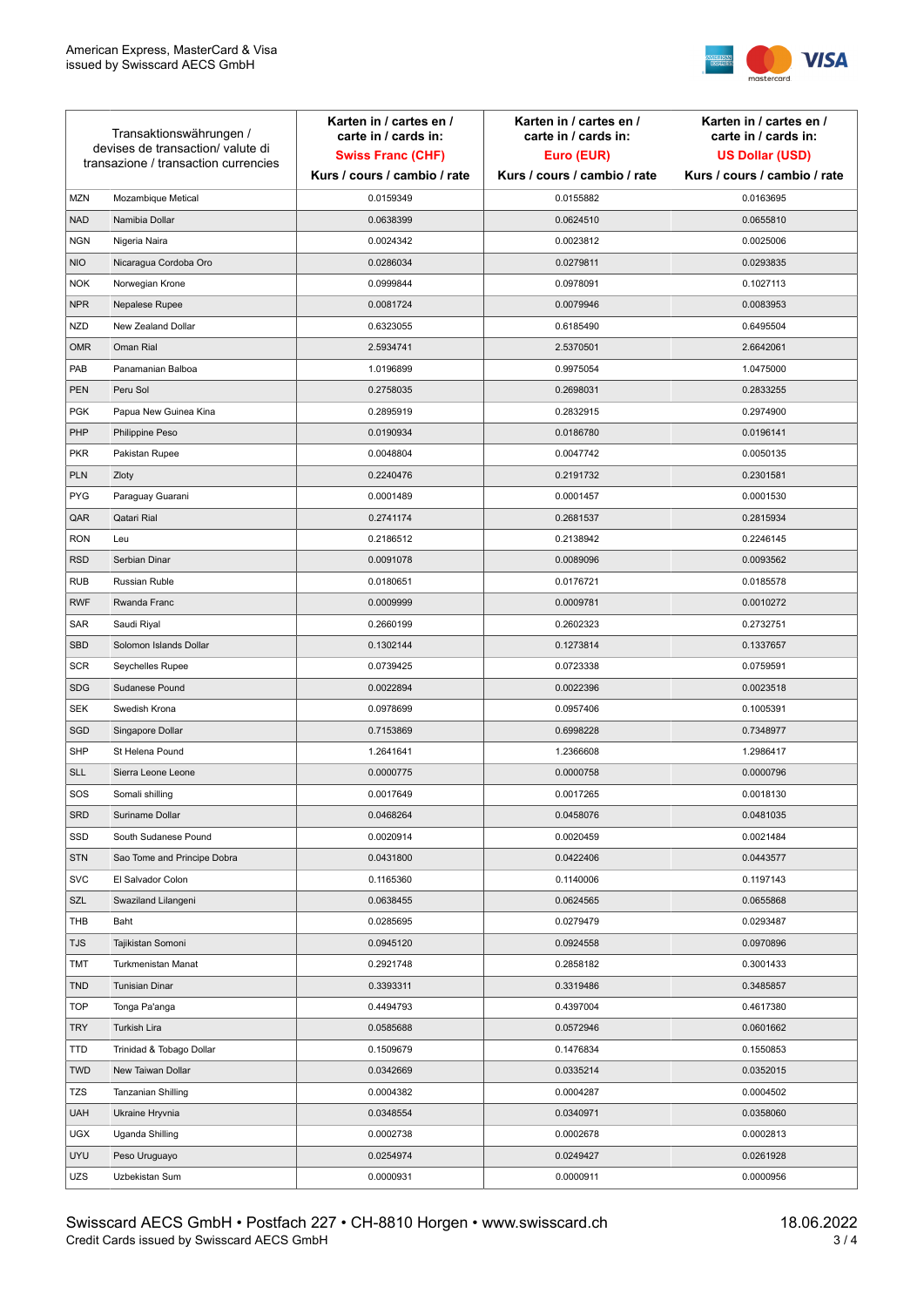| Transaktionswährungen / devises de transaction/ valute di transazione / transaction currencies | | Karten in / cartes en / carte in / cards in: **Swiss Franc (CHF)** Kurs / cours / cambio / rate | Karten in / cartes en / carte in / cards in: **Euro (EUR)** Kurs / cours / cambio / rate | Karten in / cartes en / carte in / cards in: **US Dollar (USD)** Kurs / cours / cambio / rate |
|---|---|---|---|---|
| MZN | Mozambique Metical | 0.0159349 | 0.0155882 | 0.0163695 |
| NAD | Namibia Dollar | 0.0638399 | 0.0624510 | 0.0655810 |
| NGN | Nigeria Naira | 0.0024342 | 0.0023812 | 0.0025006 |
| NIO | Nicaragua Cordoba Oro | 0.0286034 | 0.0279811 | 0.0293835 |
| NOK | Norwegian Krone | 0.0999844 | 0.0978091 | 0.1027113 |
| NPR | Nepalese Rupee | 0.0081724 | 0.0079946 | 0.0083953 |
| NZD | New Zealand Dollar | 0.6323055 | 0.6185490 | 0.6495504 |
| OMR | Oman Rial | 2.5934741 | 2.5370501 | 2.6642061 |
| PAB | Panamanian Balboa | 1.0196899 | 0.9975054 | 1.0475000 |
| PEN | Peru Sol | 0.2758035 | 0.2698031 | 0.2833255 |
| PGK | Papua New Guinea Kina | 0.2895919 | 0.2832915 | 0.2974900 |
| PHP | Philippine Peso | 0.0190934 | 0.0186780 | 0.0196141 |
| PKR | Pakistan Rupee | 0.0048804 | 0.0047742 | 0.0050135 |
| PLN | Zloty | 0.2240476 | 0.2191732 | 0.2301581 |
| PYG | Paraguay Guarani | 0.0001489 | 0.0001457 | 0.0001530 |
| QAR | Qatari Rial | 0.2741174 | 0.2681537 | 0.2815934 |
| RON | Leu | 0.2186512 | 0.2138942 | 0.2246145 |
| RSD | Serbian Dinar | 0.0091078 | 0.0089096 | 0.0093562 |
| RUB | Russian Ruble | 0.0180651 | 0.0176721 | 0.0185578 |
| RWF | Rwanda Franc | 0.0009999 | 0.0009781 | 0.0010272 |
| SAR | Saudi Riyal | 0.2660199 | 0.2602323 | 0.2732751 |
| SBD | Solomon Islands Dollar | 0.1302144 | 0.1273814 | 0.1337657 |
| SCR | Seychelles Rupee | 0.0739425 | 0.0723338 | 0.0759591 |
| SDG | Sudanese Pound | 0.0022894 | 0.0022396 | 0.0023518 |
| SEK | Swedish Krona | 0.0978699 | 0.0957406 | 0.1005391 |
| SGD | Singapore Dollar | 0.7153869 | 0.6998228 | 0.7348977 |
| SHP | St Helena Pound | 1.2641641 | 1.2366608 | 1.2986417 |
| SLL | Sierra Leone Leone | 0.0000775 | 0.0000758 | 0.0000796 |
| SOS | Somali shilling | 0.0017649 | 0.0017265 | 0.0018130 |
| SRD | Suriname Dollar | 0.0468264 | 0.0458076 | 0.0481035 |
| SSD | South Sudanese Pound | 0.0020914 | 0.0020459 | 0.0021484 |
| STN | Sao Tome and Principe Dobra | 0.0431800 | 0.0422406 | 0.0443577 |
| SVC | El Salvador Colon | 0.1165360 | 0.1140006 | 0.1197143 |
| SZL | Swaziland Lilangeni | 0.0638455 | 0.0624565 | 0.0655868 |
| THB | Baht | 0.0285695 | 0.0279479 | 0.0293487 |
| TJS | Tajikistan Somoni | 0.0945120 | 0.0924558 | 0.0970896 |
| TMT | Turkmenistan Manat | 0.2921748 | 0.2858182 | 0.3001433 |
| TND | Tunisian Dinar | 0.3393311 | 0.3319486 | 0.3485857 |
| TOP | Tonga Pa'anga | 0.4494793 | 0.4397004 | 0.4617380 |
| TRY | Turkish Lira | 0.0585688 | 0.0572946 | 0.0601662 |
| TTD | Trinidad & Tobago Dollar | 0.1509679 | 0.1476834 | 0.1550853 |
| TWD | New Taiwan Dollar | 0.0342669 | 0.0335214 | 0.0352015 |
| TZS | Tanzanian Shilling | 0.0004382 | 0.0004287 | 0.0004502 |
| UAH | Ukraine Hryvnia | 0.0348554 | 0.0340971 | 0.0358060 |
| UGX | Uganda Shilling | 0.0002738 | 0.0002678 | 0.0002813 |
| UYU | Peso Uruguayo | 0.0254974 | 0.0249427 | 0.0261928 |
| UZS | Uzbekistan Sum | 0.0000931 | 0.0000911 | 0.0000956 |

Swisscard AECS GmbH • Postfach 227 • CH-8810 Horgen • www.swisscard.ch
Credit Cards issued by Swisscard AECS GmbH

18.06.2022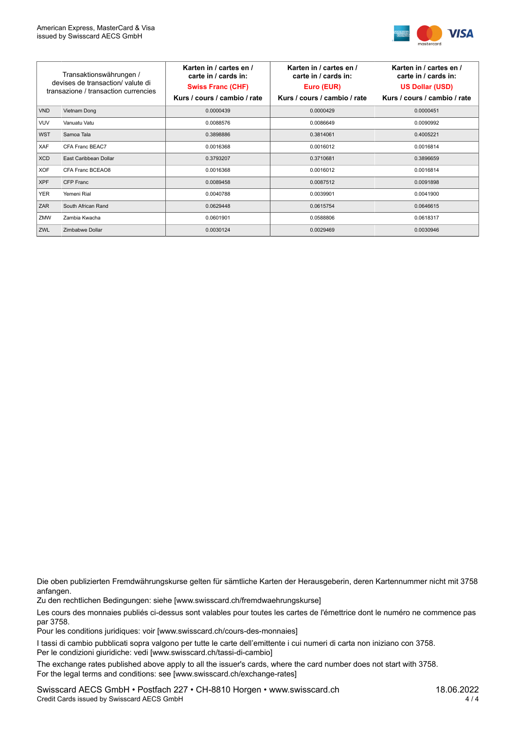| Transaktionswährungen / devises de transaction/ valute di transazione / transaction currencies | | Karten in / cartes en / carte in / cards in: Swiss Franc (CHF) Kurs / cours / cambio / rate | Karten in / cartes en / carte in / cards in: Euro (EUR) Kurs / cours / cambio / rate | Karten in / cartes en / carte in / cards in: US Dollar (USD) Kurs / cours / cambio / rate |
|---|---|---|---|---|
| VND | Vietnam Dong | 0.0000439 | 0.0000429 | 0.0000451 |
| VUV | Vanuatu Vatu | 0.0088576 | 0.0086649 | 0.0090992 |
| WST | Samoa Tala | 0.3898886 | 0.3814061 | 0.4005221 |
| XAF | CFA Franc BEAC7 | 0.0016368 | 0.0016012 | 0.0016814 |
| XCD | East Caribbean Dollar | 0.3793207 | 0.3710681 | 0.3896659 |
| XOF | CFA Franc BCEAO8 | 0.0016368 | 0.0016012 | 0.0016814 |
| XPF | CFP Franc | 0.0089458 | 0.0087512 | 0.0091898 |
| YER | Yemeni Rial | 0.0040788 | 0.0039901 | 0.0041900 |
| ZAR | South African Rand | 0.0629448 | 0.0615754 | 0.0646615 |
| ZMW | Zambia Kwacha | 0.0601901 | 0.0588806 | 0.0618317 |
| ZWL | Zimbabwe Dollar | 0.0030124 | 0.0029469 | 0.0030946 |

Die oben publizierten Fremdwährungskurse gelten für sämtliche Karten der Herausgeberin, deren Kartennummer nicht mit 3758 anfangen.
Zu den rechtlichen Bedingungen: siehe [www.swisscard.ch/fremdwaehrungskurse]

Les cours des monnaies publiés ci-dessus sont valables pour toutes les cartes de l'émettrice dont le numéro ne commence pas par 3758.
Pour les conditions juridiques: voir [www.swisscard.ch/cours-des-monnaies]

I tassi di cambio pubblicati sopra valgono per tutte le carte dell'emittente i cui numeri di carta non iniziano con 3758.
Per le condizioni giuridiche: vedi [www.swisscard.ch/tassi-di-cambio]

The exchange rates published above apply to all the issuer's cards, where the card number does not start with 3758.
For the legal terms and conditions: see [www.swisscard.ch/exchange-rates]

Swisscard AECS GmbH • Postfach 227 • CH-8810 Horgen • www.swisscard.ch
Credit Cards issued by Swisscard AECS GmbH

18.06.2022